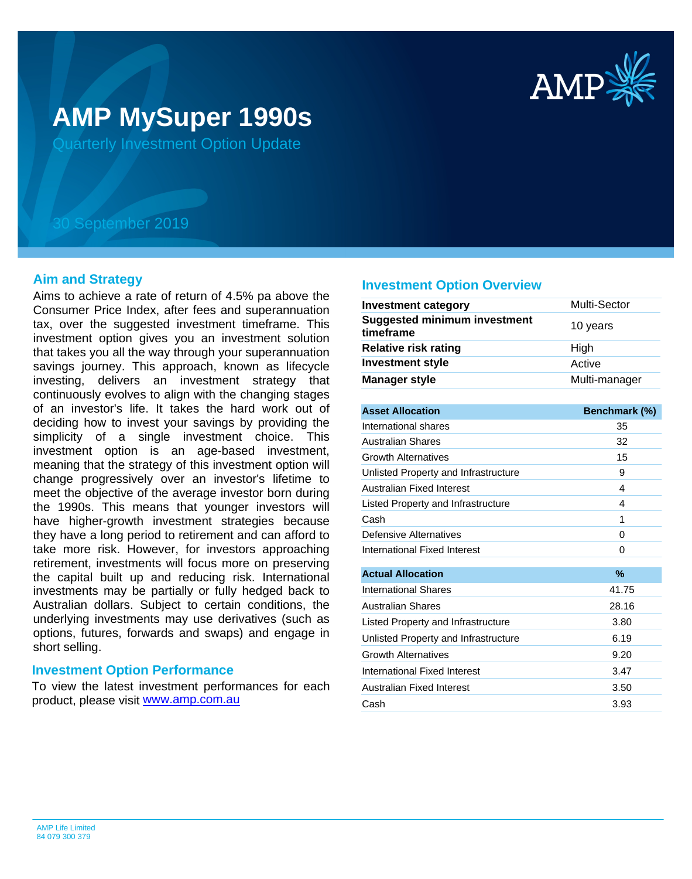# AMP MySuper 1990s

Quarterly Investment Option Update

30 September 2019

## Aim and Strategy

Aims to achieve a rate of return of 4.5% pa above the Consumer Price Index, after fees and superannuation tax, over the suggested investment timeframe. This investment option gives you an investment solution that takes you all the way through your superannuation savings journey. This approach, known as lifecycle investing, delivers an investment strategy that continuously evolves to align with the changing stages of an investor's life. It takes the hard work out of deciding how to invest your savings by providing the simplicity of a single investment choice. This investment option is an age-based investment, meaning that the strategy of this investment option will change progressively over an investor's lifetime to meet the objective of the average investor born during the 1990s. This means that younger investors will have higher-growth investment strategies because they have a long period to retirement and can afford to take more risk. However, for investors approaching retirement, investments will focus more on preserving the capital built up and reducing risk. International investments may be partially or fully hedged back to Australian dollars. Subject to certain conditions, the underlying investments may use derivatives (such as options, futures, forwards and swaps) and engage in short selling.

## Investment Option Performance

To view the latest investment performances for each product, please visit www.amp.com.au

## Investment Option Overview

| | |
|---|---|
| **Investment category** | Multi-Sector |
| **Suggested minimum investment timeframe** | 10 years |
| **Relative risk rating** | High |
| **Investment style** | Active |
| **Manager style** | Multi-manager |

| Asset Allocation | Benchmark (%) |
|---|---|
| International shares | 35 |
| Australian Shares | 32 |
| Growth Alternatives | 15 |
| Unlisted Property and Infrastructure | 9 |
| Australian Fixed Interest | 4 |
| Listed Property and Infrastructure | 4 |
| Cash | 1 |
| Defensive Alternatives | 0 |
| International Fixed Interest | 0 |

| Actual Allocation | % |
|---|---|
| International Shares | 41.75 |
| Australian Shares | 28.16 |
| Listed Property and Infrastructure | 3.80 |
| Unlisted Property and Infrastructure | 6.19 |
| Growth Alternatives | 9.20 |
| International Fixed Interest | 3.47 |
| Australian Fixed Interest | 3.50 |
| Cash | 3.93 |

AMP Life Limited
84 079 300 379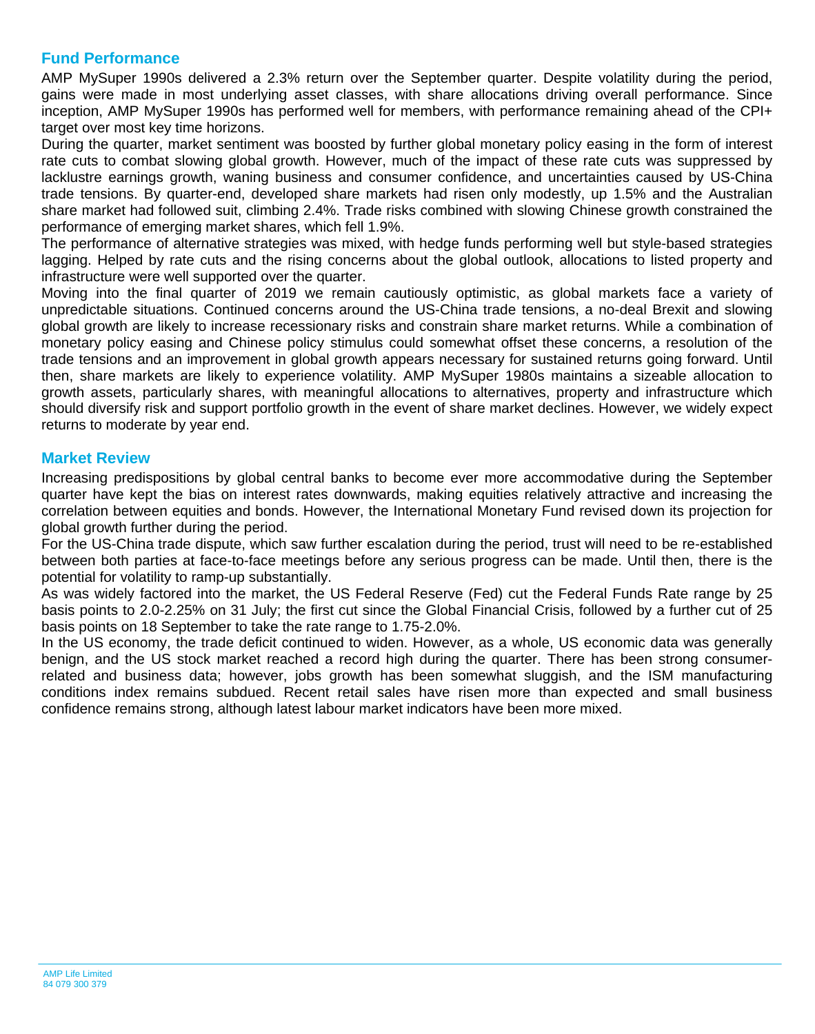## Fund Performance

AMP MySuper 1990s delivered a 2.3% return over the September quarter. Despite volatility during the period, gains were made in most underlying asset classes, with share allocations driving overall performance. Since inception, AMP MySuper 1990s has performed well for members, with performance remaining ahead of the CPI+ target over most key time horizons.

During the quarter, market sentiment was boosted by further global monetary policy easing in the form of interest rate cuts to combat slowing global growth. However, much of the impact of these rate cuts was suppressed by lacklustre earnings growth, waning business and consumer confidence, and uncertainties caused by US-China trade tensions. By quarter-end, developed share markets had risen only modestly, up 1.5% and the Australian share market had followed suit, climbing 2.4%. Trade risks combined with slowing Chinese growth constrained the performance of emerging market shares, which fell 1.9%.

The performance of alternative strategies was mixed, with hedge funds performing well but style-based strategies lagging. Helped by rate cuts and the rising concerns about the global outlook, allocations to listed property and infrastructure were well supported over the quarter.

Moving into the final quarter of 2019 we remain cautiously optimistic, as global markets face a variety of unpredictable situations. Continued concerns around the US-China trade tensions, a no-deal Brexit and slowing global growth are likely to increase recessionary risks and constrain share market returns. While a combination of monetary policy easing and Chinese policy stimulus could somewhat offset these concerns, a resolution of the trade tensions and an improvement in global growth appears necessary for sustained returns going forward. Until then, share markets are likely to experience volatility. AMP MySuper 1980s maintains a sizeable allocation to growth assets, particularly shares, with meaningful allocations to alternatives, property and infrastructure which should diversify risk and support portfolio growth in the event of share market declines. However, we widely expect returns to moderate by year end.

## Market Review

Increasing predispositions by global central banks to become ever more accommodative during the September quarter have kept the bias on interest rates downwards, making equities relatively attractive and increasing the correlation between equities and bonds. However, the International Monetary Fund revised down its projection for global growth further during the period.

For the US-China trade dispute, which saw further escalation during the period, trust will need to be re-established between both parties at face-to-face meetings before any serious progress can be made. Until then, there is the potential for volatility to ramp-up substantially.

As was widely factored into the market, the US Federal Reserve (Fed) cut the Federal Funds Rate range by 25 basis points to 2.0-2.25% on 31 July; the first cut since the Global Financial Crisis, followed by a further cut of 25 basis points on 18 September to take the rate range to 1.75-2.0%.

In the US economy, the trade deficit continued to widen. However, as a whole, US economic data was generally benign, and the US stock market reached a record high during the quarter. There has been strong consumer-related and business data; however, jobs growth has been somewhat sluggish, and the ISM manufacturing conditions index remains subdued. Recent retail sales have risen more than expected and small business confidence remains strong, although latest labour market indicators have been more mixed.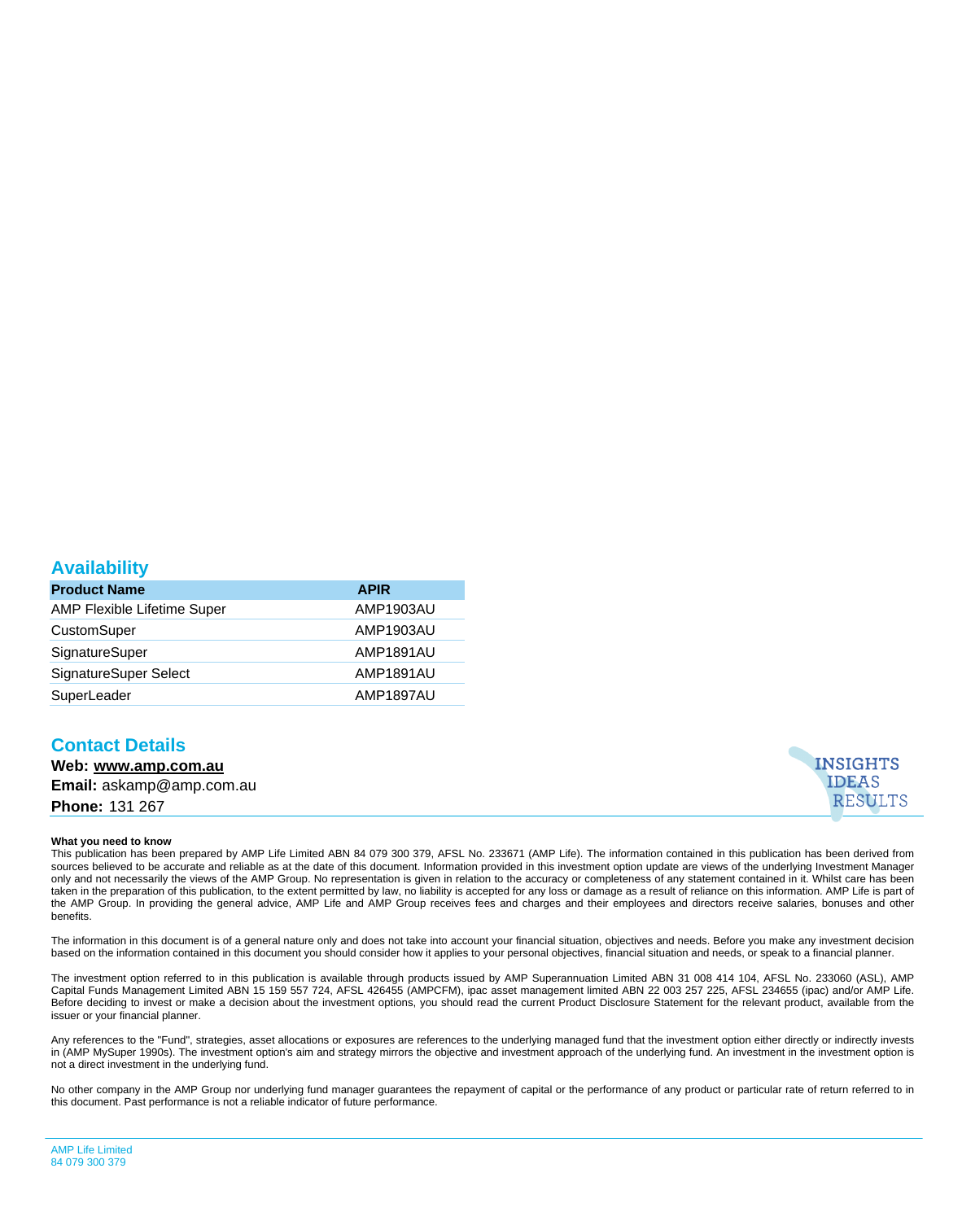## Availability

| Product Name | APIR |
| --- | --- |
| AMP Flexible Lifetime Super | AMP1903AU |
| CustomSuper | AMP1903AU |
| SignatureSuper | AMP1891AU |
| SignatureSuper Select | AMP1891AU |
| SuperLeader | AMP1897AU |

## Contact Details

**Web:** **www.amp.com.au**
**Email:** askamp@amp.com.au
**Phone:** 131 267

INSIGHTS
IDEAS
RESULTS

**What you need to know**
This publication has been prepared by AMP Life Limited ABN 84 079 300 379, AFSL No. 233671 (AMP Life). The information contained in this publication has been derived from sources believed to be accurate and reliable as at the date of this document. Information provided in this investment option update are views of the underlying Investment Manager only and not necessarily the views of the AMP Group. No representation is given in relation to the accuracy or completeness of any statement contained in it. Whilst care has been taken in the preparation of this publication, to the extent permitted by law, no liability is accepted for any loss or damage as a result of reliance on this information. AMP Life is part of the AMP Group. In providing the general advice, AMP Life and AMP Group receives fees and charges and their employees and directors receive salaries, bonuses and other benefits.

The information in this document is of a general nature only and does not take into account your financial situation, objectives and needs. Before you make any investment decision based on the information contained in this document you should consider how it applies to your personal objectives, financial situation and needs, or speak to a financial planner.

The investment option referred to in this publication is available through products issued by AMP Superannuation Limited ABN 31 008 414 104, AFSL No. 233060 (ASL), AMP Capital Funds Management Limited ABN 15 159 557 724, AFSL 426455 (AMPCFM), ipac asset management limited ABN 22 003 257 225, AFSL 234655 (ipac) and/or AMP Life. Before deciding to invest or make a decision about the investment options, you should read the current Product Disclosure Statement for the relevant product, available from the issuer or your financial planner.

Any references to the "Fund", strategies, asset allocations or exposures are references to the underlying managed fund that the investment option either directly or indirectly invests in (AMP MySuper 1990s). The investment option's aim and strategy mirrors the objective and investment approach of the underlying fund. An investment in the investment option is not a direct investment in the underlying fund.

No other company in the AMP Group nor underlying fund manager guarantees the repayment of capital or the performance of any product or particular rate of return referred to in this document. Past performance is not a reliable indicator of future performance.

AMP Life Limited
84 079 300 379